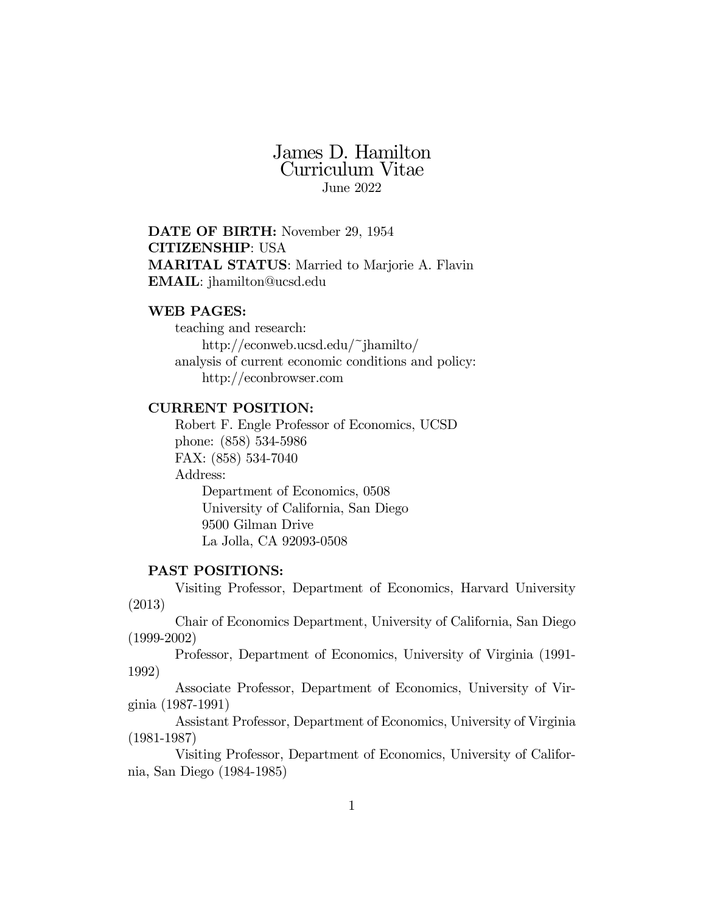# James D. Hamilton
## Curriculum Vitae
June 2022

**DATE OF BIRTH:** November 29, 1954
**CITIZENSHIP**: USA
**MARITAL STATUS**: Married to Marjorie A. Flavin
**EMAIL**: jhamilton@ucsd.edu

**WEB PAGES:**

teaching and research:
http://econweb.ucsd.edu/~jhamilto/
analysis of current economic conditions and policy:
http://econbrowser.com

**CURRENT POSITION:**

Robert F. Engle Professor of Economics, UCSD
phone: (858) 534-5986
FAX: (858) 534-7040
Address:
Department of Economics, 0508
University of California, San Diego
9500 Gilman Drive
La Jolla, CA 92093-0508

**PAST POSITIONS:**

Visiting Professor, Department of Economics, Harvard University (2013)

Chair of Economics Department, University of California, San Diego (1999-2002)

Professor, Department of Economics, University of Virginia (1991-1992)

Associate Professor, Department of Economics, University of Virginia (1987-1991)

Assistant Professor, Department of Economics, University of Virginia (1981-1987)

Visiting Professor, Department of Economics, University of California, San Diego (1984-1985)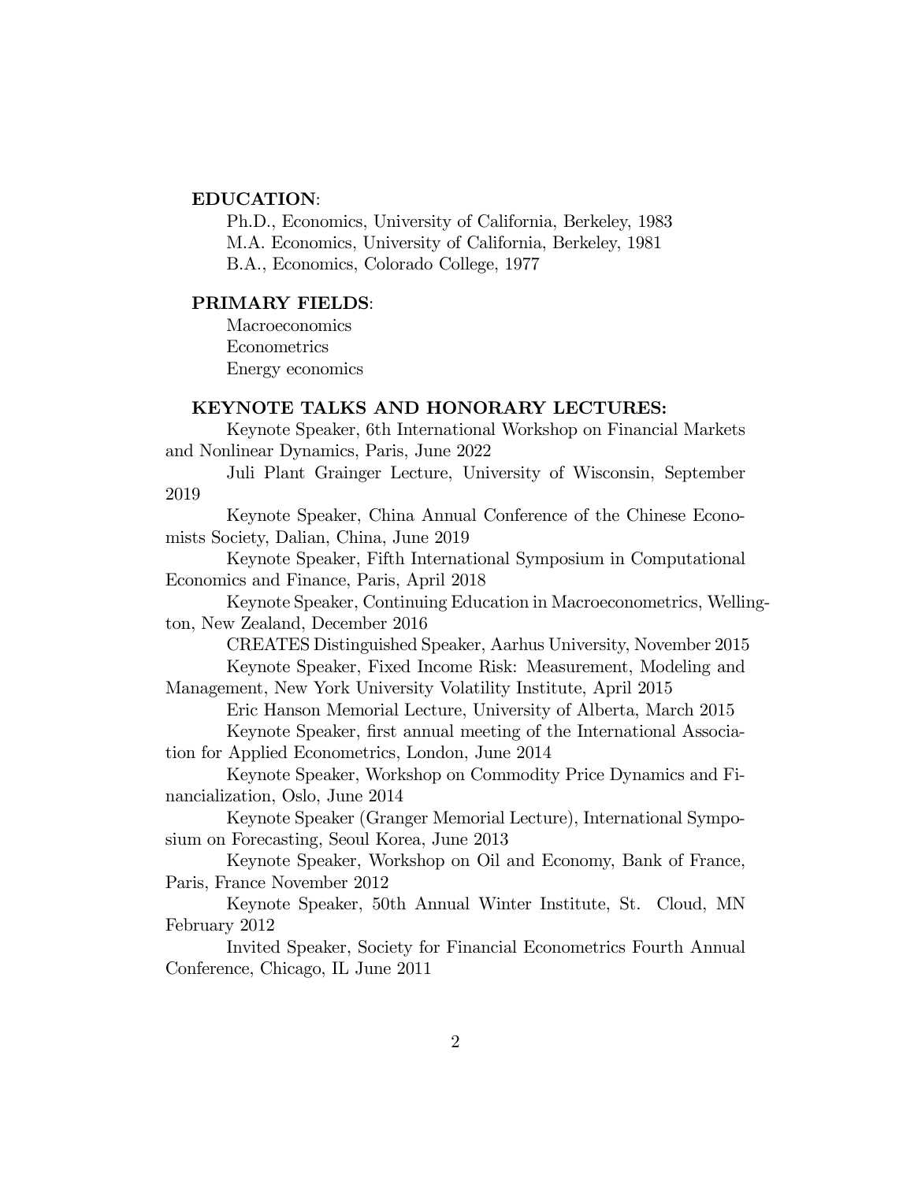**EDUCATION**:

Ph.D., Economics, University of California, Berkeley, 1983
M.A. Economics, University of California, Berkeley, 1981
B.A., Economics, Colorado College, 1977

**PRIMARY FIELDS**:

Macroeconomics
Econometrics
Energy economics

**KEYNOTE TALKS AND HONORARY LECTURES:**

Keynote Speaker, 6th International Workshop on Financial Markets and Nonlinear Dynamics, Paris, June 2022

Juli Plant Grainger Lecture, University of Wisconsin, September 2019

Keynote Speaker, China Annual Conference of the Chinese Economists Society, Dalian, China, June 2019

Keynote Speaker, Fifth International Symposium in Computational Economics and Finance, Paris, April 2018

Keynote Speaker, Continuing Education in Macroeconometrics, Wellington, New Zealand, December 2016

CREATES Distinguished Speaker, Aarhus University, November 2015

Keynote Speaker, Fixed Income Risk: Measurement, Modeling and Management, New York University Volatility Institute, April 2015

Eric Hanson Memorial Lecture, University of Alberta, March 2015

Keynote Speaker, first annual meeting of the International Association for Applied Econometrics, London, June 2014

Keynote Speaker, Workshop on Commodity Price Dynamics and Financialization, Oslo, June 2014

Keynote Speaker (Granger Memorial Lecture), International Symposium on Forecasting, Seoul Korea, June 2013

Keynote Speaker, Workshop on Oil and Economy, Bank of France, Paris, France November 2012

Keynote Speaker, 50th Annual Winter Institute, St. Cloud, MN February 2012

Invited Speaker, Society for Financial Econometrics Fourth Annual Conference, Chicago, IL June 2011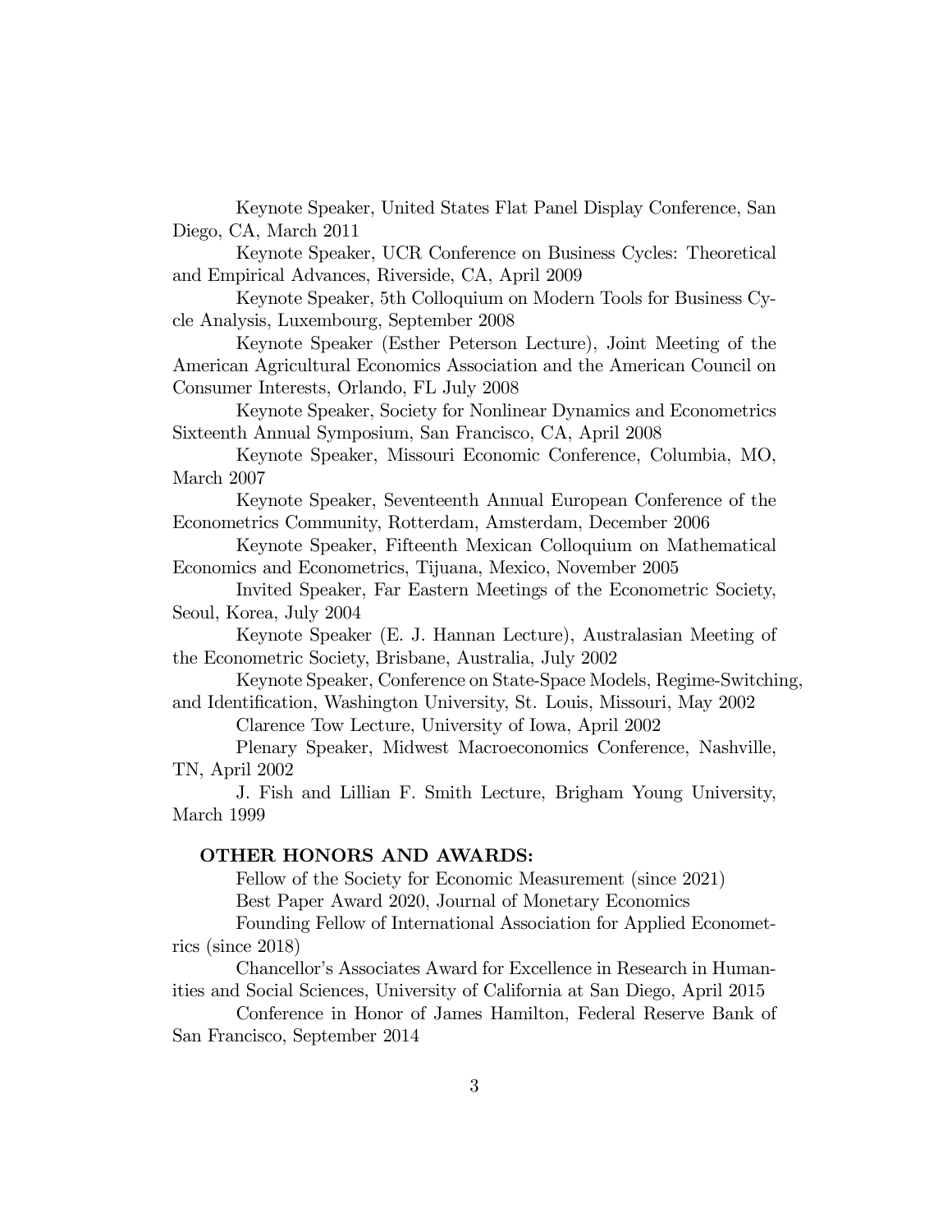Keynote Speaker, United States Flat Panel Display Conference, San Diego, CA, March 2011

Keynote Speaker, UCR Conference on Business Cycles: Theoretical and Empirical Advances, Riverside, CA, April 2009

Keynote Speaker, 5th Colloquium on Modern Tools for Business Cycle Analysis, Luxembourg, September 2008

Keynote Speaker (Esther Peterson Lecture), Joint Meeting of the American Agricultural Economics Association and the American Council on Consumer Interests, Orlando, FL July 2008

Keynote Speaker, Society for Nonlinear Dynamics and Econometrics Sixteenth Annual Symposium, San Francisco, CA, April 2008

Keynote Speaker, Missouri Economic Conference, Columbia, MO, March 2007

Keynote Speaker, Seventeenth Annual European Conference of the Econometrics Community, Rotterdam, Amsterdam, December 2006

Keynote Speaker, Fifteenth Mexican Colloquium on Mathematical Economics and Econometrics, Tijuana, Mexico, November 2005

Invited Speaker, Far Eastern Meetings of the Econometric Society, Seoul, Korea, July 2004

Keynote Speaker (E. J. Hannan Lecture), Australasian Meeting of the Econometric Society, Brisbane, Australia, July 2002

Keynote Speaker, Conference on State-Space Models, Regime-Switching, and Identification, Washington University, St. Louis, Missouri, May 2002

Clarence Tow Lecture, University of Iowa, April 2002

Plenary Speaker, Midwest Macroeconomics Conference, Nashville, TN, April 2002

J. Fish and Lillian F. Smith Lecture, Brigham Young University, March 1999

**OTHER HONORS AND AWARDS:**

Fellow of the Society for Economic Measurement (since 2021)

Best Paper Award 2020, Journal of Monetary Economics

Founding Fellow of International Association for Applied Econometrics (since 2018)

Chancellor's Associates Award for Excellence in Research in Humanities and Social Sciences, University of California at San Diego, April 2015

Conference in Honor of James Hamilton, Federal Reserve Bank of San Francisco, September 2014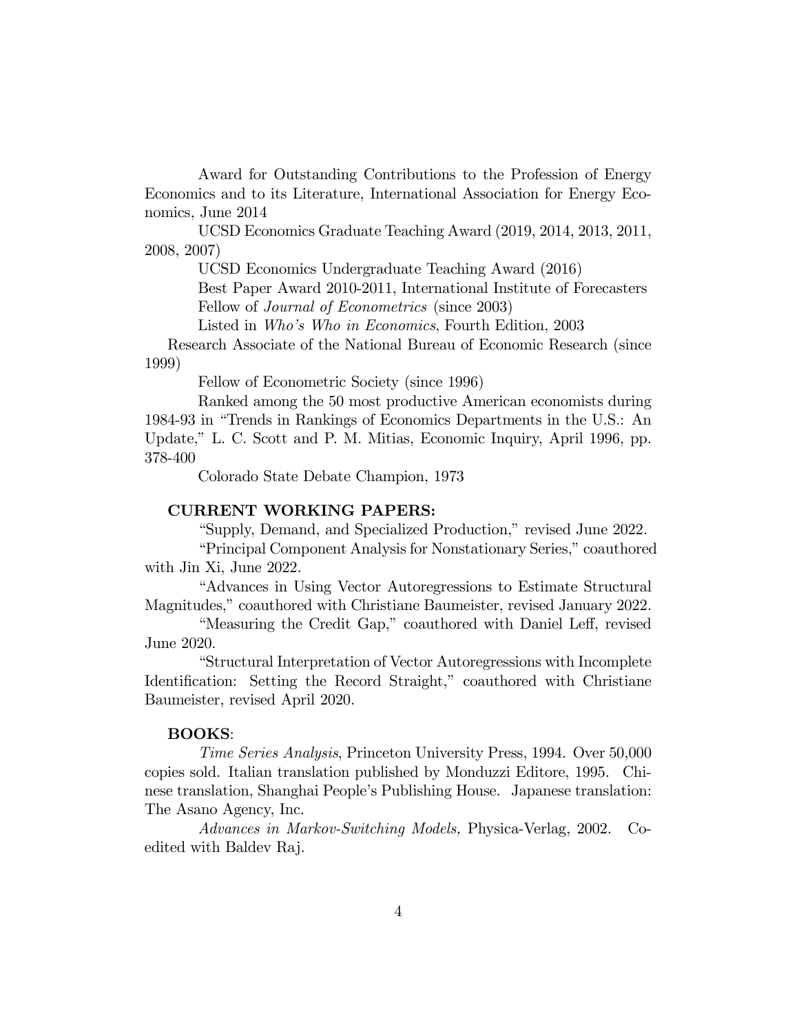Award for Outstanding Contributions to the Profession of Energy Economics and to its Literature, International Association for Energy Economics, June 2014

UCSD Economics Graduate Teaching Award (2019, 2014, 2013, 2011, 2008, 2007)

UCSD Economics Undergraduate Teaching Award (2016)

Best Paper Award 2010-2011, International Institute of Forecasters

Fellow of *Journal of Econometrics* (since 2003)

Listed in *Who's Who in Economics*, Fourth Edition, 2003

Research Associate of the National Bureau of Economic Research (since 1999)

Fellow of Econometric Society (since 1996)

Ranked among the 50 most productive American economists during 1984-93 in "Trends in Rankings of Economics Departments in the U.S.: An Update," L. C. Scott and P. M. Mitias, Economic Inquiry, April 1996, pp. 378-400

Colorado State Debate Champion, 1973

**CURRENT WORKING PAPERS:**

"Supply, Demand, and Specialized Production," revised June 2022.

"Principal Component Analysis for Nonstationary Series," coauthored with Jin Xi, June 2022.

"Advances in Using Vector Autoregressions to Estimate Structural Magnitudes," coauthored with Christiane Baumeister, revised January 2022.

"Measuring the Credit Gap," coauthored with Daniel Leff, revised June 2020.

"Structural Interpretation of Vector Autoregressions with Incomplete Identification: Setting the Record Straight," coauthored with Christiane Baumeister, revised April 2020.

**BOOKS**:

*Time Series Analysis*, Princeton University Press, 1994. Over 50,000 copies sold. Italian translation published by Monduzzi Editore, 1995. Chinese translation, Shanghai People's Publishing House. Japanese translation: The Asano Agency, Inc.

*Advances in Markov-Switching Models,* Physica-Verlag, 2002. Co-edited with Baldev Raj.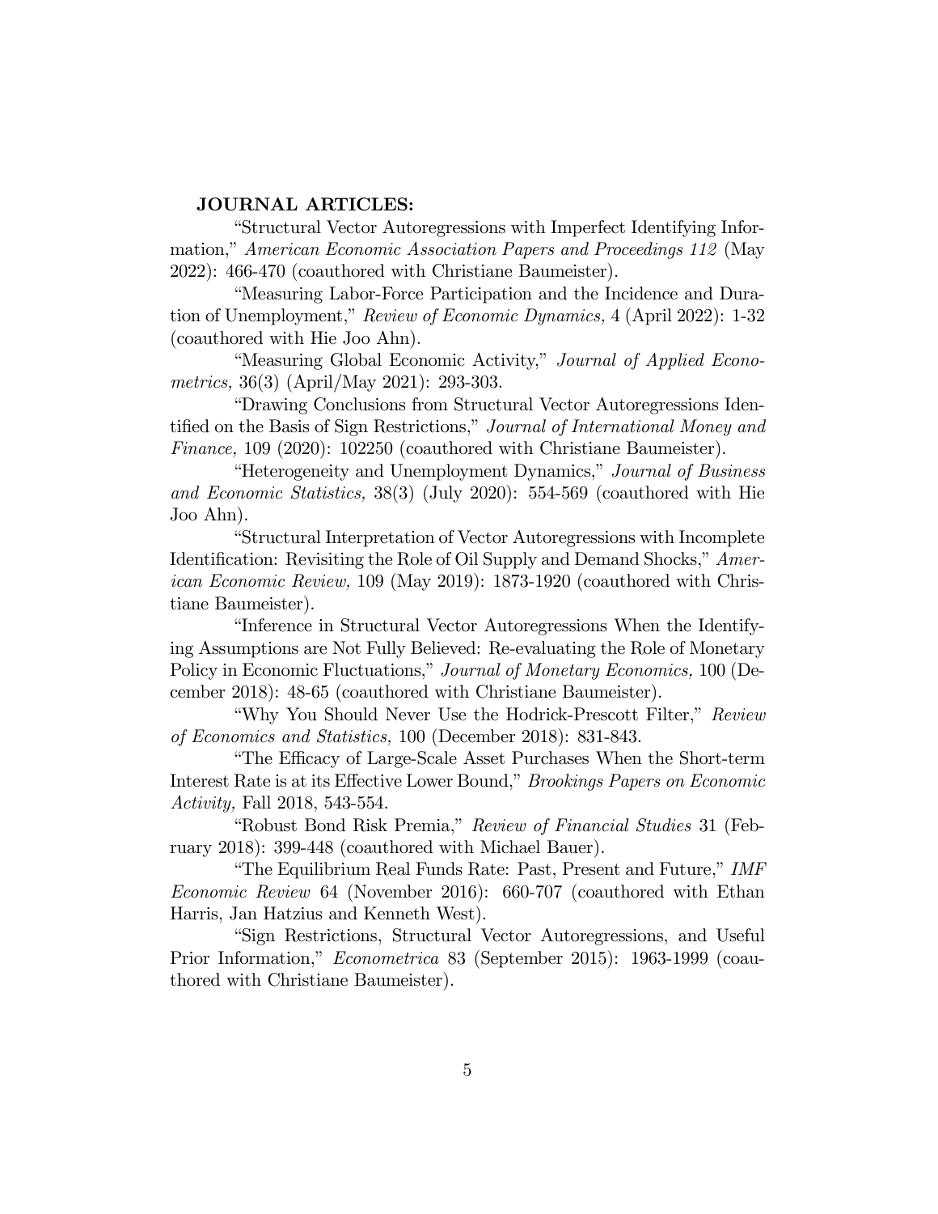**JOURNAL ARTICLES:**

"Structural Vector Autoregressions with Imperfect Identifying Information," *American Economic Association Papers and Proceedings 112* (May 2022): 466-470 (coauthored with Christiane Baumeister).

"Measuring Labor-Force Participation and the Incidence and Duration of Unemployment," *Review of Economic Dynamics,* 4 (April 2022): 1-32 (coauthored with Hie Joo Ahn).

"Measuring Global Economic Activity," *Journal of Applied Econometrics,* 36(3) (April/May 2021): 293-303.

"Drawing Conclusions from Structural Vector Autoregressions Identified on the Basis of Sign Restrictions," *Journal of International Money and Finance,* 109 (2020): 102250 (coauthored with Christiane Baumeister).

"Heterogeneity and Unemployment Dynamics," *Journal of Business and Economic Statistics,* 38(3) (July 2020): 554-569 (coauthored with Hie Joo Ahn).

"Structural Interpretation of Vector Autoregressions with Incomplete Identification: Revisiting the Role of Oil Supply and Demand Shocks," *American Economic Review,* 109 (May 2019): 1873-1920 (coauthored with Christiane Baumeister).

"Inference in Structural Vector Autoregressions When the Identifying Assumptions are Not Fully Believed: Re-evaluating the Role of Monetary Policy in Economic Fluctuations," *Journal of Monetary Economics,* 100 (December 2018): 48-65 (coauthored with Christiane Baumeister).

"Why You Should Never Use the Hodrick-Prescott Filter," *Review of Economics and Statistics,* 100 (December 2018): 831-843.

"The Efficacy of Large-Scale Asset Purchases When the Short-term Interest Rate is at its Effective Lower Bound," *Brookings Papers on Economic Activity,* Fall 2018, 543-554.

"Robust Bond Risk Premia," *Review of Financial Studies* 31 (February 2018): 399-448 (coauthored with Michael Bauer).

"The Equilibrium Real Funds Rate: Past, Present and Future," *IMF Economic Review* 64 (November 2016): 660-707 (coauthored with Ethan Harris, Jan Hatzius and Kenneth West).

"Sign Restrictions, Structural Vector Autoregressions, and Useful Prior Information," *Econometrica* 83 (September 2015): 1963-1999 (coauthored with Christiane Baumeister).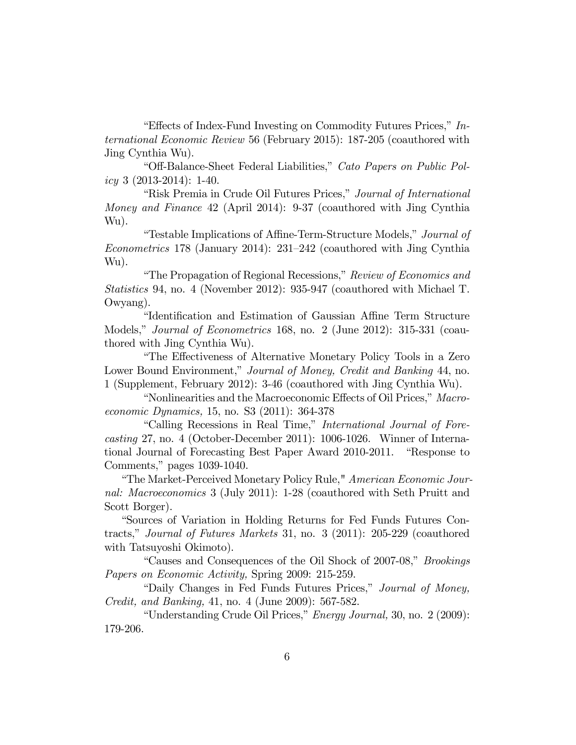"Effects of Index-Fund Investing on Commodity Futures Prices," *International Economic Review* 56 (February 2015): 187-205 (coauthored with Jing Cynthia Wu).

"Off-Balance-Sheet Federal Liabilities," *Cato Papers on Public Policy* 3 (2013-2014): 1-40.

"Risk Premia in Crude Oil Futures Prices," *Journal of International Money and Finance* 42 (April 2014): 9-37 (coauthored with Jing Cynthia Wu).

"Testable Implications of Affine-Term-Structure Models," *Journal of Econometrics* 178 (January 2014): 231–242 (coauthored with Jing Cynthia Wu).

"The Propagation of Regional Recessions," *Review of Economics and Statistics* 94, no. 4 (November 2012): 935-947 (coauthored with Michael T. Owyang).

"Identification and Estimation of Gaussian Affine Term Structure Models," *Journal of Econometrics* 168, no. 2 (June 2012): 315-331 (coauthored with Jing Cynthia Wu).

"The Effectiveness of Alternative Monetary Policy Tools in a Zero Lower Bound Environment," *Journal of Money, Credit and Banking* 44, no. 1 (Supplement, February 2012): 3-46 (coauthored with Jing Cynthia Wu).

"Nonlinearities and the Macroeconomic Effects of Oil Prices," *Macroeconomic Dynamics,* 15, no. S3 (2011): 364-378

"Calling Recessions in Real Time," *International Journal of Forecasting* 27, no. 4 (October-December 2011): 1006-1026. Winner of International Journal of Forecasting Best Paper Award 2010-2011. "Response to Comments," pages 1039-1040.

"The Market-Perceived Monetary Policy Rule," *American Economic Journal: Macroeconomics* 3 (July 2011): 1-28 (coauthored with Seth Pruitt and Scott Borger).

"Sources of Variation in Holding Returns for Fed Funds Futures Contracts," *Journal of Futures Markets* 31, no. 3 (2011): 205-229 (coauthored with Tatsuyoshi Okimoto).

"Causes and Consequences of the Oil Shock of 2007-08," *Brookings Papers on Economic Activity,* Spring 2009: 215-259.

"Daily Changes in Fed Funds Futures Prices," *Journal of Money, Credit, and Banking,* 41, no. 4 (June 2009): 567-582.

"Understanding Crude Oil Prices," *Energy Journal,* 30, no. 2 (2009): 179-206.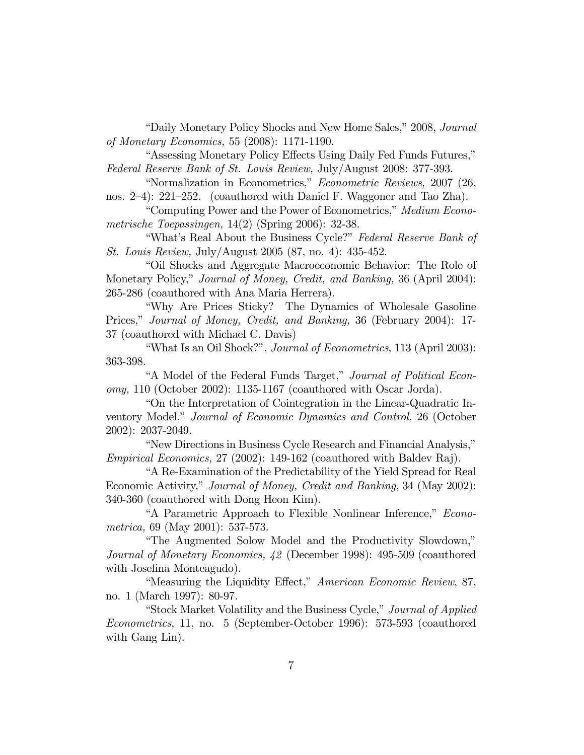"Daily Monetary Policy Shocks and New Home Sales," 2008, *Journal of Monetary Economics,* 55 (2008): 1171-1190.

"Assessing Monetary Policy Effects Using Daily Fed Funds Futures," *Federal Reserve Bank of St. Louis Review,* July/August 2008: 377-393.

"Normalization in Econometrics," *Econometric Reviews,* 2007 (26, nos. 2–4): 221–252. (coauthored with Daniel F. Waggoner and Tao Zha).

"Computing Power and the Power of Econometrics," *Medium Econometrische Toepassingen,* 14(2) (Spring 2006): 32-38.

"What's Real About the Business Cycle?" *Federal Reserve Bank of St. Louis Review,* July/August 2005 (87, no. 4): 435-452.

"Oil Shocks and Aggregate Macroeconomic Behavior: The Role of Monetary Policy," *Journal of Money, Credit, and Banking,* 36 (April 2004): 265-286 (coauthored with Ana Maria Herrera).

"Why Are Prices Sticky? The Dynamics of Wholesale Gasoline Prices," *Journal of Money, Credit, and Banking,* 36 (February 2004): 17-37 (coauthored with Michael C. Davis)

"What Is an Oil Shock?", *Journal of Econometrics*, 113 (April 2003): 363-398.

"A Model of the Federal Funds Target," *Journal of Political Economy,* 110 (October 2002): 1135-1167 (coauthored with Oscar Jorda).

"On the Interpretation of Cointegration in the Linear-Quadratic Inventory Model," *Journal of Economic Dynamics and Control,* 26 (October 2002): 2037-2049.

"New Directions in Business Cycle Research and Financial Analysis," *Empirical Economics*, 27 (2002): 149-162 (coauthored with Baldev Raj).

"A Re-Examination of the Predictability of the Yield Spread for Real Economic Activity," *Journal of Money, Credit and Banking*, 34 (May 2002): 340-360 (coauthored with Dong Heon Kim).

"A Parametric Approach to Flexible Nonlinear Inference," *Econometrica,* 69 (May 2001): 537-573.

"The Augmented Solow Model and the Productivity Slowdown," *Journal of Monetary Economics, 42* (December 1998): 495-509 (coauthored with Josefina Monteagudo).

"Measuring the Liquidity Effect," *American Economic Review*, 87, no. 1 (March 1997): 80-97.

"Stock Market Volatility and the Business Cycle," *Journal of Applied Econometrics*, 11, no. 5 (September-October 1996): 573-593 (coauthored with Gang Lin).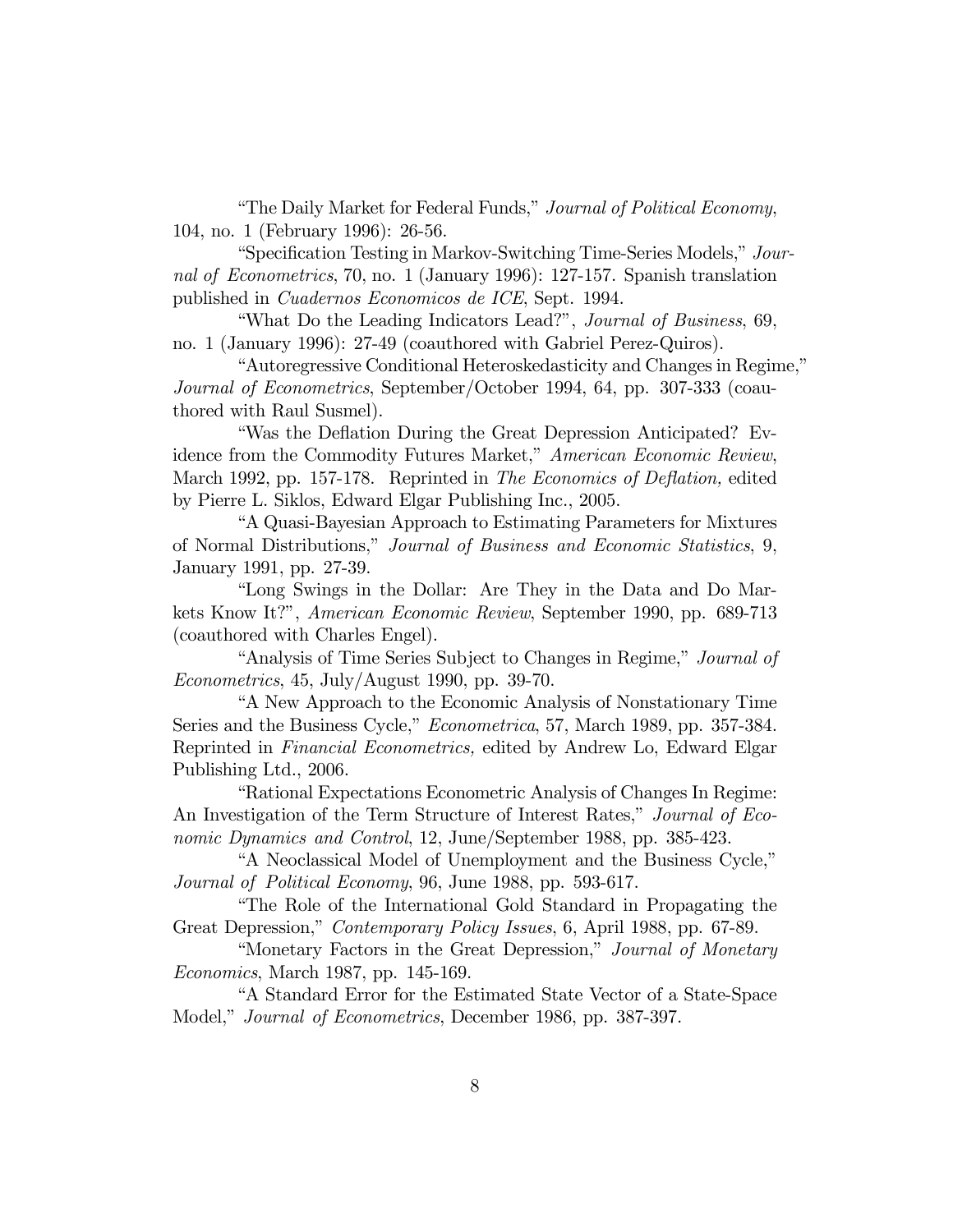"The Daily Market for Federal Funds," *Journal of Political Economy*, 104, no. 1 (February 1996): 26-56.

"Specification Testing in Markov-Switching Time-Series Models," *Journal of Econometrics*, 70, no. 1 (January 1996): 127-157. Spanish translation published in *Cuadernos Economicos de ICE*, Sept. 1994.

"What Do the Leading Indicators Lead?", *Journal of Business*, 69, no. 1 (January 1996): 27-49 (coauthored with Gabriel Perez-Quiros).

"Autoregressive Conditional Heteroskedasticity and Changes in Regime," *Journal of Econometrics*, September/October 1994, 64, pp. 307-333 (coauthored with Raul Susmel).

"Was the Deflation During the Great Depression Anticipated? Evidence from the Commodity Futures Market," *American Economic Review*, March 1992, pp. 157-178. Reprinted in *The Economics of Deflation,* edited by Pierre L. Siklos, Edward Elgar Publishing Inc., 2005.

"A Quasi-Bayesian Approach to Estimating Parameters for Mixtures of Normal Distributions," *Journal of Business and Economic Statistics*, 9, January 1991, pp. 27-39.

"Long Swings in the Dollar: Are They in the Data and Do Markets Know It?", *American Economic Review*, September 1990, pp. 689-713 (coauthored with Charles Engel).

"Analysis of Time Series Subject to Changes in Regime," *Journal of Econometrics*, 45, July/August 1990, pp. 39-70.

"A New Approach to the Economic Analysis of Nonstationary Time Series and the Business Cycle," *Econometrica*, 57, March 1989, pp. 357-384. Reprinted in *Financial Econometrics,* edited by Andrew Lo, Edward Elgar Publishing Ltd., 2006.

"Rational Expectations Econometric Analysis of Changes In Regime: An Investigation of the Term Structure of Interest Rates," *Journal of Economic Dynamics and Control*, 12, June/September 1988, pp. 385-423.

"A Neoclassical Model of Unemployment and the Business Cycle," *Journal of Political Economy*, 96, June 1988, pp. 593-617.

"The Role of the International Gold Standard in Propagating the Great Depression," *Contemporary Policy Issues*, 6, April 1988, pp. 67-89.

"Monetary Factors in the Great Depression," *Journal of Monetary Economics*, March 1987, pp. 145-169.

"A Standard Error for the Estimated State Vector of a State-Space Model," *Journal of Econometrics*, December 1986, pp. 387-397.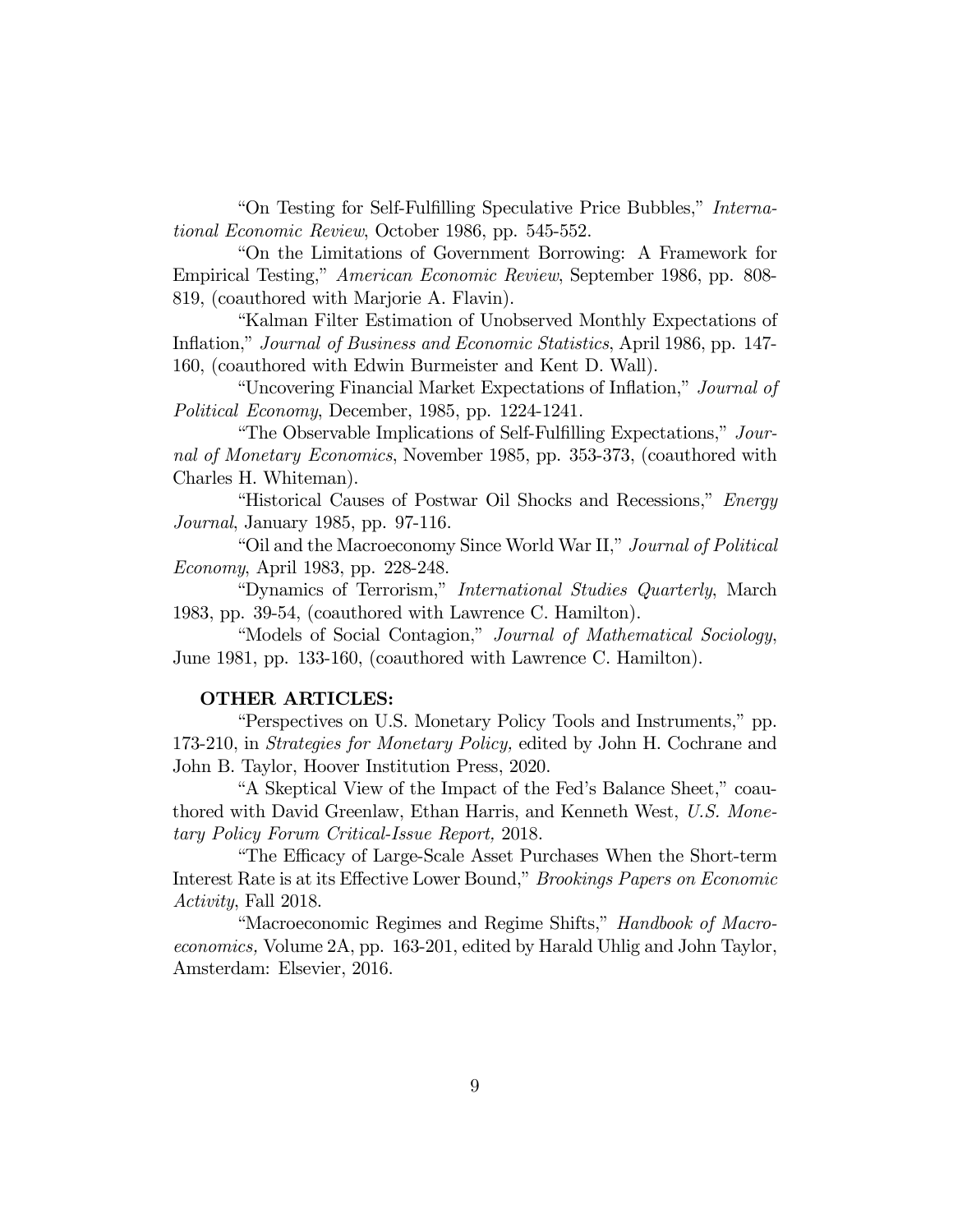"On Testing for Self-Fulfilling Speculative Price Bubbles," *International Economic Review*, October 1986, pp. 545-552.

"On the Limitations of Government Borrowing: A Framework for Empirical Testing," *American Economic Review*, September 1986, pp. 808-819, (coauthored with Marjorie A. Flavin).

"Kalman Filter Estimation of Unobserved Monthly Expectations of Inflation," *Journal of Business and Economic Statistics*, April 1986, pp. 147-160, (coauthored with Edwin Burmeister and Kent D. Wall).

"Uncovering Financial Market Expectations of Inflation," *Journal of Political Economy*, December, 1985, pp. 1224-1241.

"The Observable Implications of Self-Fulfilling Expectations," *Journal of Monetary Economics*, November 1985, pp. 353-373, (coauthored with Charles H. Whiteman).

"Historical Causes of Postwar Oil Shocks and Recessions," *Energy Journal*, January 1985, pp. 97-116.

"Oil and the Macroeconomy Since World War II," *Journal of Political Economy*, April 1983, pp. 228-248.

"Dynamics of Terrorism," *International Studies Quarterly*, March 1983, pp. 39-54, (coauthored with Lawrence C. Hamilton).

"Models of Social Contagion," *Journal of Mathematical Sociology*, June 1981, pp. 133-160, (coauthored with Lawrence C. Hamilton).

**OTHER ARTICLES:**

"Perspectives on U.S. Monetary Policy Tools and Instruments," pp. 173-210, in *Strategies for Monetary Policy,* edited by John H. Cochrane and John B. Taylor, Hoover Institution Press, 2020.

"A Skeptical View of the Impact of the Fed's Balance Sheet," coauthored with David Greenlaw, Ethan Harris, and Kenneth West, *U.S. Monetary Policy Forum Critical-Issue Report,* 2018.

"The Efficacy of Large-Scale Asset Purchases When the Short-term Interest Rate is at its Effective Lower Bound," *Brookings Papers on Economic Activity*, Fall 2018.

"Macroeconomic Regimes and Regime Shifts," *Handbook of Macroeconomics,* Volume 2A, pp. 163-201, edited by Harald Uhlig and John Taylor, Amsterdam: Elsevier, 2016.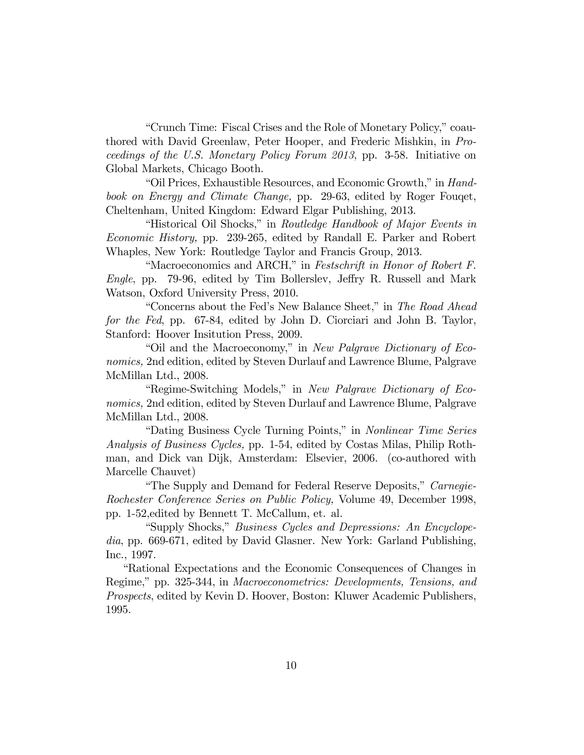"Crunch Time: Fiscal Crises and the Role of Monetary Policy," coauthored with David Greenlaw, Peter Hooper, and Frederic Mishkin, in *Proceedings of the U.S. Monetary Policy Forum 2013,* pp. 3-58. Initiative on Global Markets, Chicago Booth.

"Oil Prices, Exhaustible Resources, and Economic Growth," in *Handbook on Energy and Climate Change,* pp. 29-63, edited by Roger Fouqet, Cheltenham, United Kingdom: Edward Elgar Publishing, 2013.

"Historical Oil Shocks," in *Routledge Handbook of Major Events in Economic History,* pp. 239-265, edited by Randall E. Parker and Robert Whaples, New York: Routledge Taylor and Francis Group, 2013.

"Macroeconomics and ARCH," in *Festschrift in Honor of Robert F. Engle*, pp. 79-96, edited by Tim Bollerslev, Jeffry R. Russell and Mark Watson, Oxford University Press, 2010.

"Concerns about the Fed's New Balance Sheet," in *The Road Ahead for the Fed*, pp. 67-84, edited by John D. Ciorciari and John B. Taylor, Stanford: Hoover Insitution Press, 2009.

"Oil and the Macroeconomy," in *New Palgrave Dictionary of Economics,* 2nd edition, edited by Steven Durlauf and Lawrence Blume, Palgrave McMillan Ltd., 2008.

"Regime-Switching Models," in *New Palgrave Dictionary of Economics,* 2nd edition, edited by Steven Durlauf and Lawrence Blume, Palgrave McMillan Ltd., 2008.

"Dating Business Cycle Turning Points," in *Nonlinear Time Series Analysis of Business Cycles,* pp. 1-54, edited by Costas Milas, Philip Rothman, and Dick van Dijk, Amsterdam: Elsevier, 2006. (co-authored with Marcelle Chauvet)

"The Supply and Demand for Federal Reserve Deposits," *Carnegie-Rochester Conference Series on Public Policy,* Volume 49, December 1998, pp. 1-52,edited by Bennett T. McCallum, et. al.

"Supply Shocks," *Business Cycles and Depressions: An Encyclopedia*, pp. 669-671, edited by David Glasner. New York: Garland Publishing, Inc., 1997.

"Rational Expectations and the Economic Consequences of Changes in Regime," pp. 325-344, in *Macroeconometrics: Developments, Tensions, and Prospects*, edited by Kevin D. Hoover, Boston: Kluwer Academic Publishers, 1995.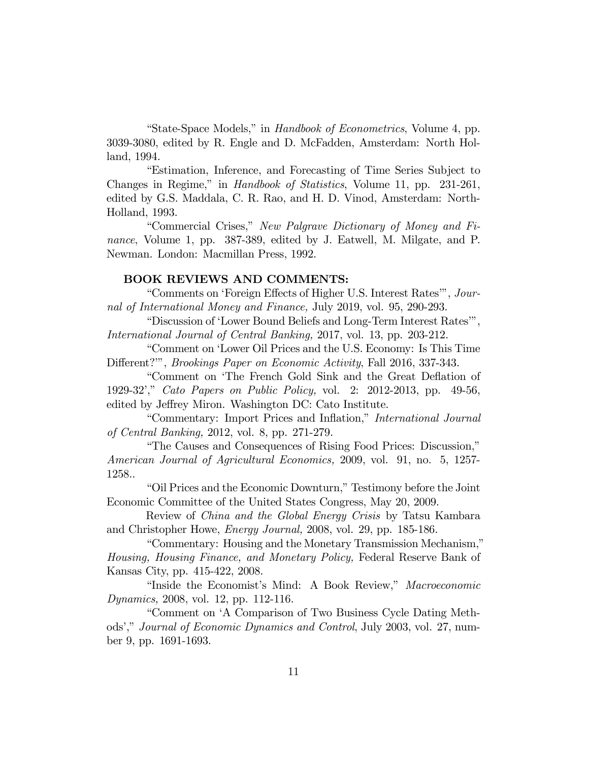"State-Space Models," in *Handbook of Econometrics*, Volume 4, pp. 3039-3080, edited by R. Engle and D. McFadden, Amsterdam: North Holland, 1994.

"Estimation, Inference, and Forecasting of Time Series Subject to Changes in Regime," in *Handbook of Statistics*, Volume 11, pp. 231-261, edited by G.S. Maddala, C. R. Rao, and H. D. Vinod, Amsterdam: North-Holland, 1993.

"Commercial Crises," *New Palgrave Dictionary of Money and Finance*, Volume 1, pp. 387-389, edited by J. Eatwell, M. Milgate, and P. Newman. London: Macmillan Press, 1992.

**BOOK REVIEWS AND COMMENTS:**

"Comments on 'Foreign Effects of Higher U.S. Interest Rates'", *Journal of International Money and Finance,* July 2019, vol. 95, 290-293.

"Discussion of 'Lower Bound Beliefs and Long-Term Interest Rates'", *International Journal of Central Banking,* 2017, vol. 13, pp. 203-212.

"Comment on 'Lower Oil Prices and the U.S. Economy: Is This Time Different?'", *Brookings Paper on Economic Activity*, Fall 2016, 337-343.

"Comment on 'The French Gold Sink and the Great Deflation of 1929-32'," *Cato Papers on Public Policy,* vol. 2: 2012-2013, pp. 49-56, edited by Jeffrey Miron. Washington DC: Cato Institute.

"Commentary: Import Prices and Inflation," *International Journal of Central Banking,* 2012, vol. 8, pp. 271-279.

"The Causes and Consequences of Rising Food Prices: Discussion," *American Journal of Agricultural Economics,* 2009, vol. 91, no. 5, 1257-1258..

"Oil Prices and the Economic Downturn," Testimony before the Joint Economic Committee of the United States Congress, May 20, 2009.

Review of *China and the Global Energy Crisis* by Tatsu Kambara and Christopher Howe, *Energy Journal,* 2008, vol. 29, pp. 185-186.

"Commentary: Housing and the Monetary Transmission Mechanism," *Housing, Housing Finance, and Monetary Policy,* Federal Reserve Bank of Kansas City, pp. 415-422, 2008.

"Inside the Economist's Mind: A Book Review," *Macroeconomic Dynamics,* 2008, vol. 12, pp. 112-116.

"Comment on 'A Comparison of Two Business Cycle Dating Methods'," *Journal of Economic Dynamics and Control*, July 2003, vol. 27, number 9, pp. 1691-1693.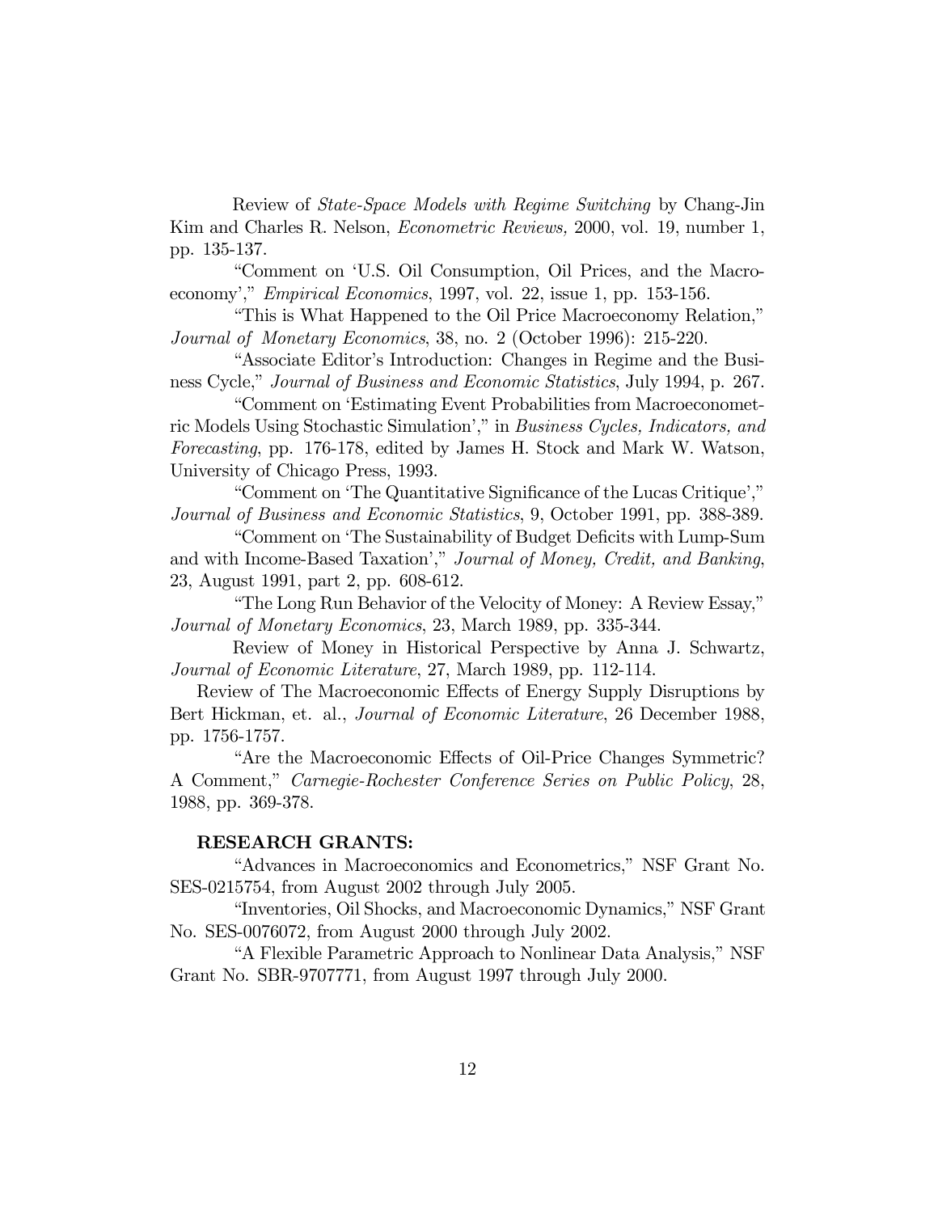Review of *State-Space Models with Regime Switching* by Chang-Jin Kim and Charles R. Nelson, *Econometric Reviews,* 2000, vol. 19, number 1, pp. 135-137.

"Comment on 'U.S. Oil Consumption, Oil Prices, and the Macroeconomy'," *Empirical Economics*, 1997, vol. 22, issue 1, pp. 153-156.

"This is What Happened to the Oil Price Macroeconomy Relation," *Journal of Monetary Economics*, 38, no. 2 (October 1996): 215-220.

"Associate Editor's Introduction: Changes in Regime and the Business Cycle," *Journal of Business and Economic Statistics*, July 1994, p. 267.

"Comment on 'Estimating Event Probabilities from Macroeconometric Models Using Stochastic Simulation'," in *Business Cycles, Indicators, and Forecasting*, pp. 176-178, edited by James H. Stock and Mark W. Watson, University of Chicago Press, 1993.

"Comment on 'The Quantitative Significance of the Lucas Critique'," *Journal of Business and Economic Statistics*, 9, October 1991, pp. 388-389.

"Comment on 'The Sustainability of Budget Deficits with Lump-Sum and with Income-Based Taxation'," *Journal of Money, Credit, and Banking*, 23, August 1991, part 2, pp. 608-612.

"The Long Run Behavior of the Velocity of Money: A Review Essay," *Journal of Monetary Economics*, 23, March 1989, pp. 335-344.

Review of Money in Historical Perspective by Anna J. Schwartz, *Journal of Economic Literature*, 27, March 1989, pp. 112-114.

Review of The Macroeconomic Effects of Energy Supply Disruptions by Bert Hickman, et. al., *Journal of Economic Literature*, 26 December 1988, pp. 1756-1757.

"Are the Macroeconomic Effects of Oil-Price Changes Symmetric? A Comment," *Carnegie-Rochester Conference Series on Public Policy*, 28, 1988, pp. 369-378.

**RESEARCH GRANTS:**

"Advances in Macroeconomics and Econometrics," NSF Grant No. SES-0215754, from August 2002 through July 2005.

"Inventories, Oil Shocks, and Macroeconomic Dynamics," NSF Grant No. SES-0076072, from August 2000 through July 2002.

"A Flexible Parametric Approach to Nonlinear Data Analysis," NSF Grant No. SBR-9707771, from August 1997 through July 2000.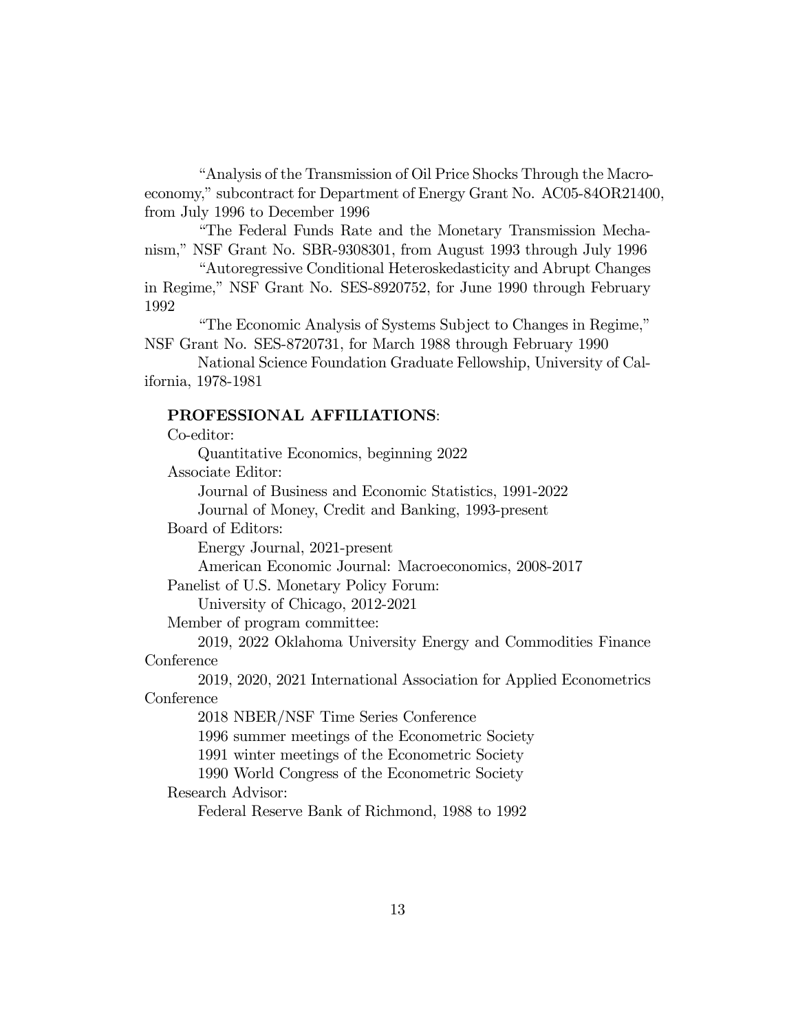"Analysis of the Transmission of Oil Price Shocks Through the Macroeconomy," subcontract for Department of Energy Grant No. AC05-84OR21400, from July 1996 to December 1996

"The Federal Funds Rate and the Monetary Transmission Mechanism," NSF Grant No. SBR-9308301, from August 1993 through July 1996

"Autoregressive Conditional Heteroskedasticity and Abrupt Changes in Regime," NSF Grant No. SES-8920752, for June 1990 through February 1992

"The Economic Analysis of Systems Subject to Changes in Regime," NSF Grant No. SES-8720731, for March 1988 through February 1990

National Science Foundation Graduate Fellowship, University of California, 1978-1981

**PROFESSIONAL AFFILIATIONS**:

Co-editor:

- Quantitative Economics, beginning 2022

Associate Editor:

- Journal of Business and Economic Statistics, 1991-2022
- Journal of Money, Credit and Banking, 1993-present

Board of Editors:

- Energy Journal, 2021-present
- American Economic Journal: Macroeconomics, 2008-2017

Panelist of U.S. Monetary Policy Forum:

- University of Chicago, 2012-2021

Member of program committee:

- 2019, 2022 Oklahoma University Energy and Commodities Finance Conference
- 2019, 2020, 2021 International Association for Applied Econometrics Conference
- 2018 NBER/NSF Time Series Conference
- 1996 summer meetings of the Econometric Society
- 1991 winter meetings of the Econometric Society
- 1990 World Congress of the Econometric Society

Research Advisor:

- Federal Reserve Bank of Richmond, 1988 to 1992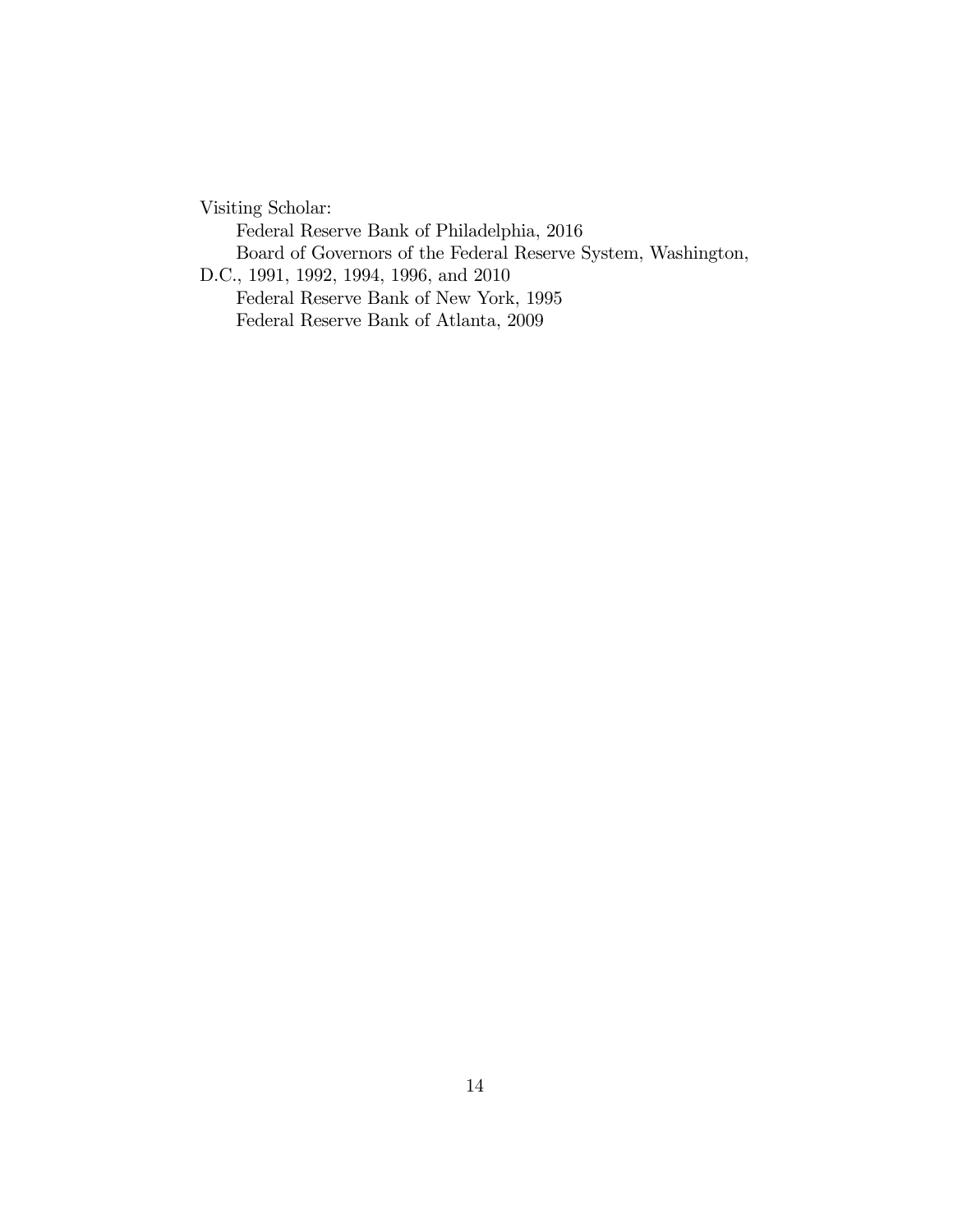Visiting Scholar:

Federal Reserve Bank of Philadelphia, 2016
Board of Governors of the Federal Reserve System, Washington, D.C., 1991, 1992, 1994, 1996, and 2010
Federal Reserve Bank of New York, 1995
Federal Reserve Bank of Atlanta, 2009